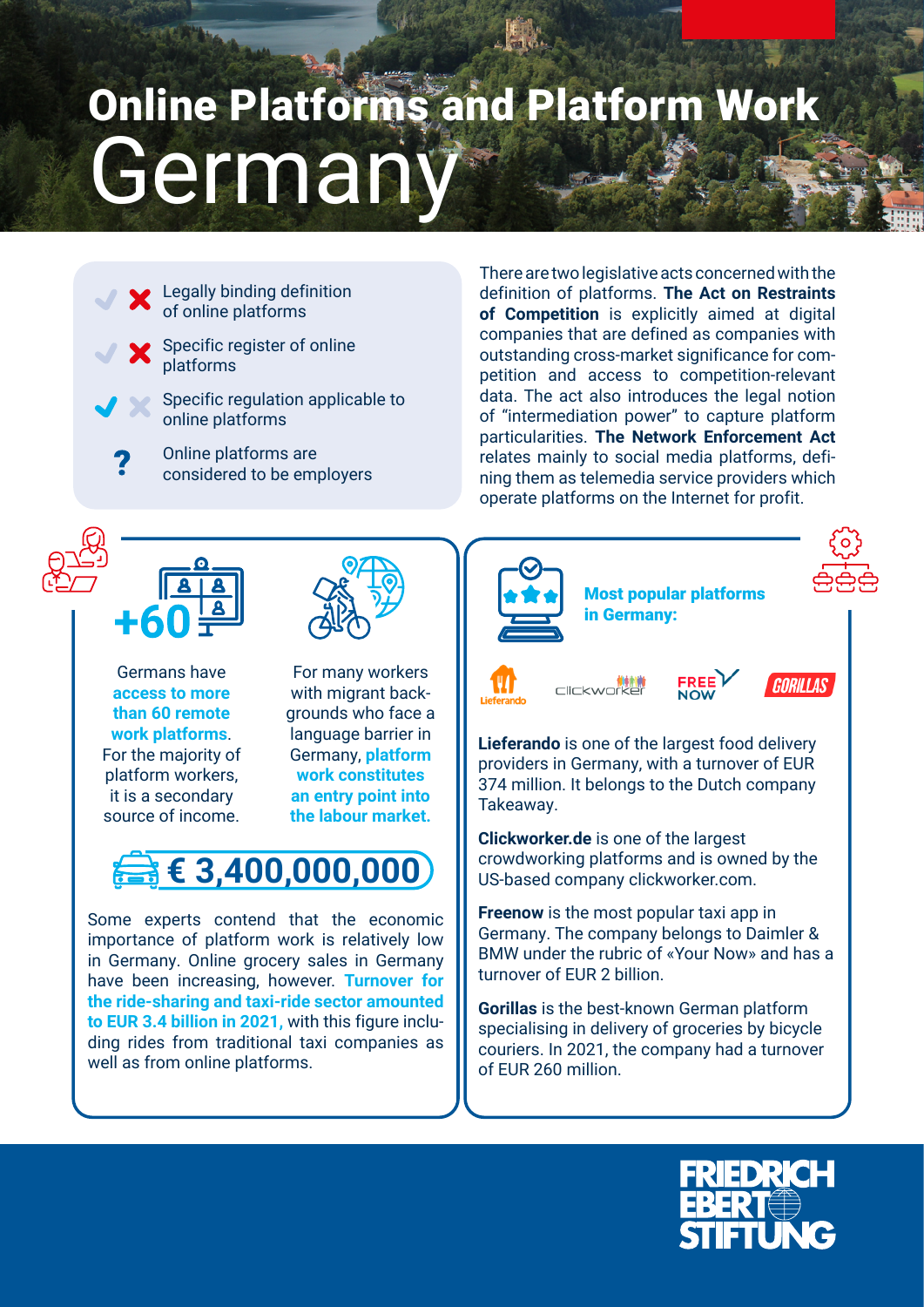# Online Platforms and Platform Work
# Germany

- ✗ Legally binding definition of online platforms
- ✗ Specific register of online platforms
- ✓ Specific regulation applicable to online platforms
- ? Online platforms are considered to be employers

There are two legislative acts concerned with the definition of platforms. **The Act on Restraints of Competition** is explicitly aimed at digital companies that are defined as companies with outstanding cross-market significance for competition and access to competition-relevant data. The act also introduces the legal notion of "intermediation power" to capture platform particularities. **The Network Enforcement Act** relates mainly to social media platforms, defining them as telemedia service providers which operate platforms on the Internet for profit.

**+60**

Germans have **access to more than 60 remote work platforms**. For the majority of platform workers, it is a secondary source of income.

For many workers with migrant backgrounds who face a language barrier in Germany, **platform work constitutes an entry point into the labour market.**

**€ 3,400,000,000**

Some experts contend that the economic importance of platform work is relatively low in Germany. Online grocery sales in Germany have been increasing, however. **Turnover for the ride-sharing and taxi-ride sector amounted to EUR 3.4 billion in 2021,** with this figure including rides from traditional taxi companies as well as from online platforms.

## Most popular platforms in Germany:

Lieferando | clickworker | FREE NOW | GORILLAS

**Lieferando** is one of the largest food delivery providers in Germany, with a turnover of EUR 374 million. It belongs to the Dutch company Takeaway.

**Clickworker.de** is one of the largest crowdworking platforms and is owned by the US-based company clickworker.com.

**Freenow** is the most popular taxi app in Germany. The company belongs to Daimler & BMW under the rubric of «Your Now» and has a turnover of EUR 2 billion.

**Gorillas** is the best-known German platform specialising in delivery of groceries by bicycle couriers. In 2021, the company had a turnover of EUR 260 million.

FRIEDRICH EBERT STIFTUNG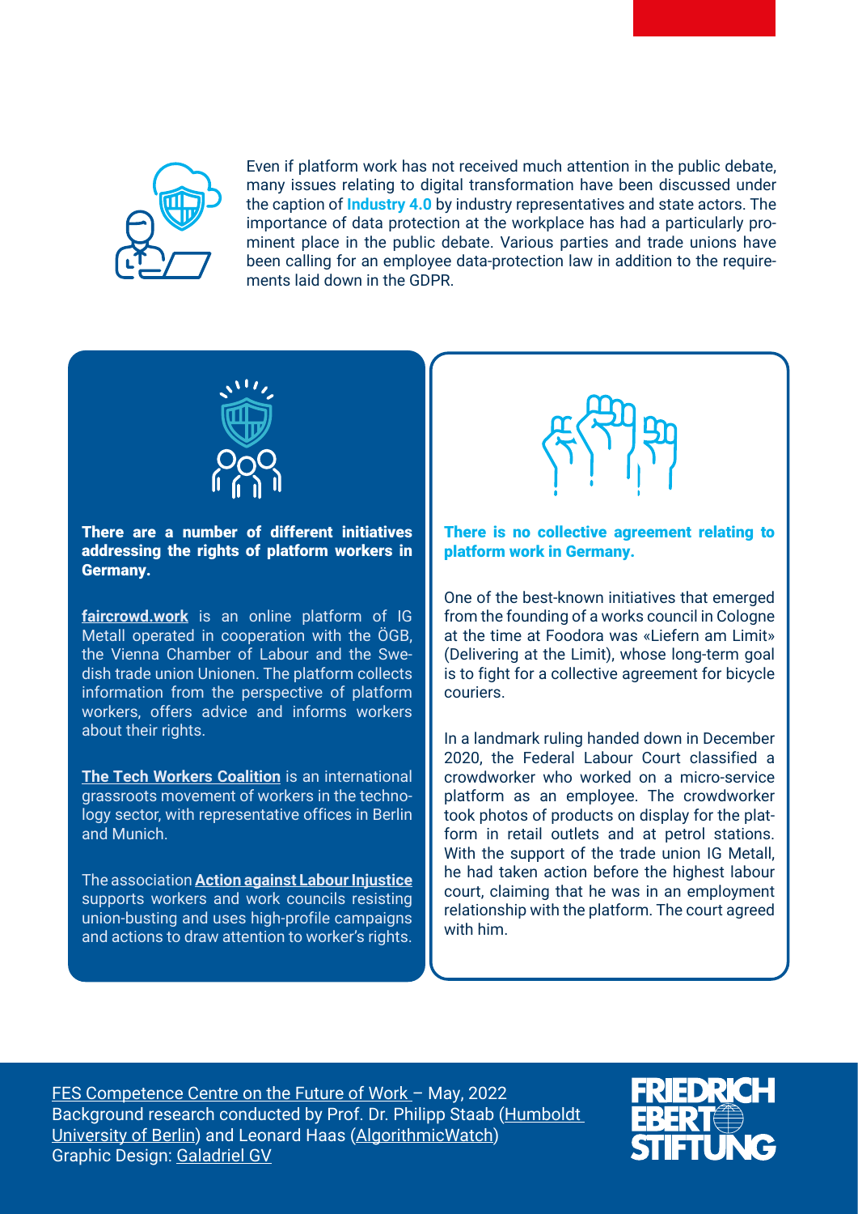Even if platform work has not received much attention in the public debate, many issues relating to digital transformation have been discussed under the caption of **Industry 4.0** by industry representatives and state actors. The importance of data protection at the workplace has had a particularly prominent place in the public debate. Various parties and trade unions have been calling for an employee data-protection law in addition to the requirements laid down in the GDPR.

**There are a number of different initiatives addressing the rights of platform workers in Germany.**

**faircrowd.work** is an online platform of IG Metall operated in cooperation with the ÖGB, the Vienna Chamber of Labour and the Swedish trade union Unionen. The platform collects information from the perspective of platform workers, offers advice and informs workers about their rights.

**The Tech Workers Coalition** is an international grassroots movement of workers in the technology sector, with representative offices in Berlin and Munich.

The association **Action against Labour Injustice** supports workers and work councils resisting union-busting and uses high-profile campaigns and actions to draw attention to worker's rights.

**There is no collective agreement relating to platform work in Germany.**

One of the best-known initiatives that emerged from the founding of a works council in Cologne at the time at Foodora was «Liefern am Limit» (Delivering at the Limit), whose long-term goal is to fight for a collective agreement for bicycle couriers.

In a landmark ruling handed down in December 2020, the Federal Labour Court classified a crowdworker who worked on a micro-service platform as an employee. The crowdworker took photos of products on display for the platform in retail outlets and at petrol stations. With the support of the trade union IG Metall, he had taken action before the highest labour court, claiming that he was in an employment relationship with the platform. The court agreed with him.

FES Competence Centre on the Future of Work – May, 2022
Background research conducted by Prof. Dr. Philipp Staab (Humboldt University of Berlin) and Leonard Haas (AlgorithmicWatch)
Graphic Design: Galadriel GV

FRIEDRICH EBERT STIFTUNG